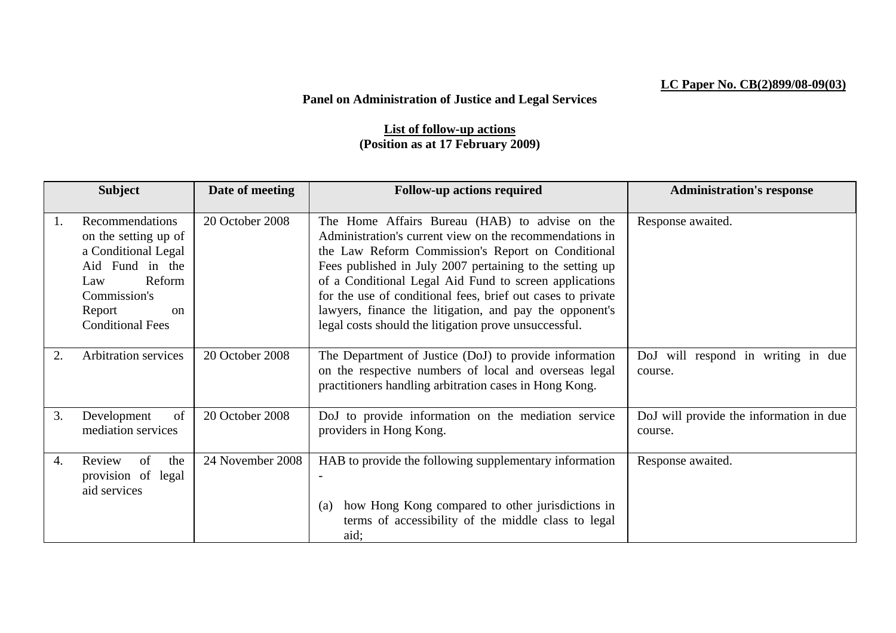**LC Paper No. CB(2)899/08-09(03)**

**Panel on Administration of Justice and Legal Services**

**List of follow-up actions**
**(Position as at 17 February 2009)**

| Subject | Date of meeting | Follow-up actions required | Administration's response |
|---|---|---|---|
| 1. Recommendations on the setting up of a Conditional Legal Aid Fund in the Law Reform Commission's Report on Conditional Fees | 20 October 2008 | The Home Affairs Bureau (HAB) to advise on the Administration's current view on the recommendations in the Law Reform Commission's Report on Conditional Fees published in July 2007 pertaining to the setting up of a Conditional Legal Aid Fund to screen applications for the use of conditional fees, brief out cases to private lawyers, finance the litigation, and pay the opponent's legal costs should the litigation prove unsuccessful. | Response awaited. |
| 2. Arbitration services | 20 October 2008 | The Department of Justice (DoJ) to provide information on the respective numbers of local and overseas legal practitioners handling arbitration cases in Hong Kong. | DoJ will respond in writing in due course. |
| 3. Development of mediation services | 20 October 2008 | DoJ to provide information on the mediation service providers in Hong Kong. | DoJ will provide the information in due course. |
| 4. Review of the provision of legal aid services | 24 November 2008 | HAB to provide the following supplementary information -<br><br>(a) how Hong Kong compared to other jurisdictions in terms of accessibility of the middle class to legal aid; | Response awaited. |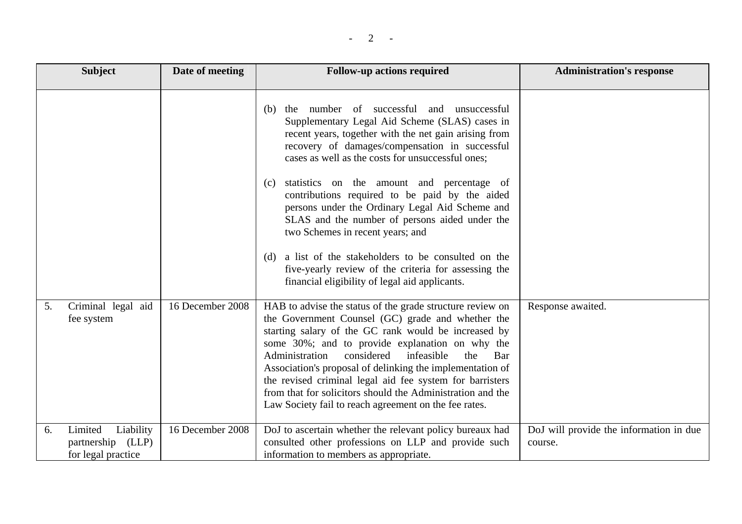| Subject | Date of meeting | Follow-up actions required | Administration's response |
|---|---|---|---|
| | | (b) the number of successful and unsuccessful Supplementary Legal Aid Scheme (SLAS) cases in recent years, together with the net gain arising from recovery of damages/compensation in successful cases as well as the costs for unsuccessful ones;<br><br>(c) statistics on the amount and percentage of contributions required to be paid by the aided persons under the Ordinary Legal Aid Scheme and SLAS and the number of persons aided under the two Schemes in recent years; and<br><br>(d) a list of the stakeholders to be consulted on the five-yearly review of the criteria for assessing the financial eligibility of legal aid applicants. | |
| 5. Criminal legal aid fee system | 16 December 2008 | HAB to advise the status of the grade structure review on the Government Counsel (GC) grade and whether the starting salary of the GC rank would be increased by some 30%; and to provide explanation on why the Administration considered infeasible the Bar Association's proposal of delinking the implementation of the revised criminal legal aid fee system for barristers from that for solicitors should the Administration and the Law Society fail to reach agreement on the fee rates. | Response awaited. |
| 6. Limited Liability partnership (LLP) for legal practice | 16 December 2008 | DoJ to ascertain whether the relevant policy bureaux had consulted other professions on LLP and provide such information to members as appropriate. | DoJ will provide the information in due course. |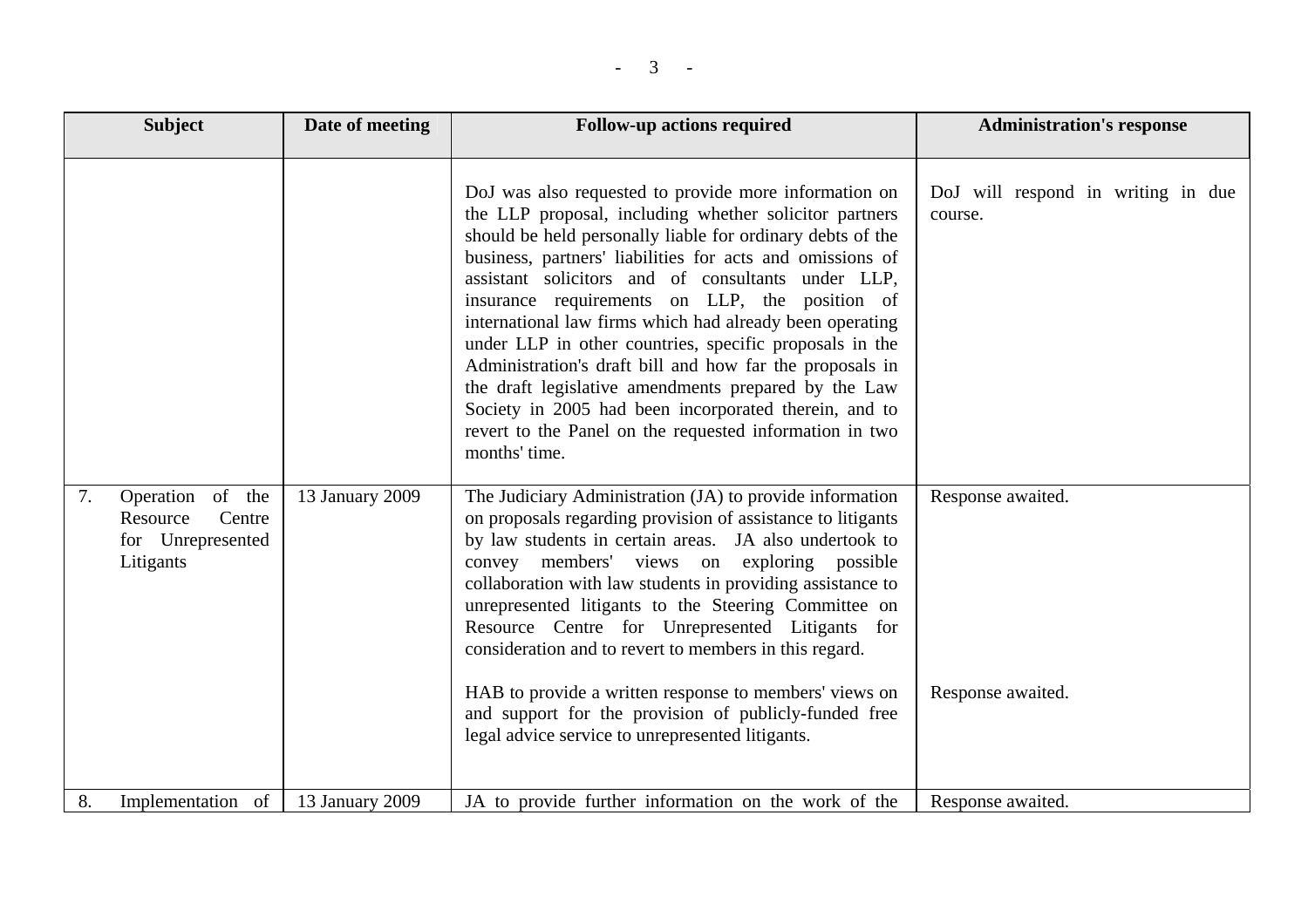| Subject | Date of meeting | Follow-up actions required | Administration's response |
|---|---|---|---|
| | | DoJ was also requested to provide more information on the LLP proposal, including whether solicitor partners should be held personally liable for ordinary debts of the business, partners' liabilities for acts and omissions of assistant solicitors and of consultants under LLP, insurance requirements on LLP, the position of international law firms which had already been operating under LLP in other countries, specific proposals in the Administration's draft bill and how far the proposals in the draft legislative amendments prepared by the Law Society in 2005 had been incorporated therein, and to revert to the Panel on the requested information in two months' time. | DoJ will respond in writing in due course. |
| 7. Operation of the Resource Centre for Unrepresented Litigants | 13 January 2009 | The Judiciary Administration (JA) to provide information on proposals regarding provision of assistance to litigants by law students in certain areas. JA also undertook to convey members' views on exploring possible collaboration with law students in providing assistance to unrepresented litigants to the Steering Committee on Resource Centre for Unrepresented Litigants for consideration and to revert to members in this regard. | Response awaited. |
| | | HAB to provide a written response to members' views on and support for the provision of publicly-funded free legal advice service to unrepresented litigants. | Response awaited. |
| 8. Implementation of | 13 January 2009 | JA to provide further information on the work of the | Response awaited. |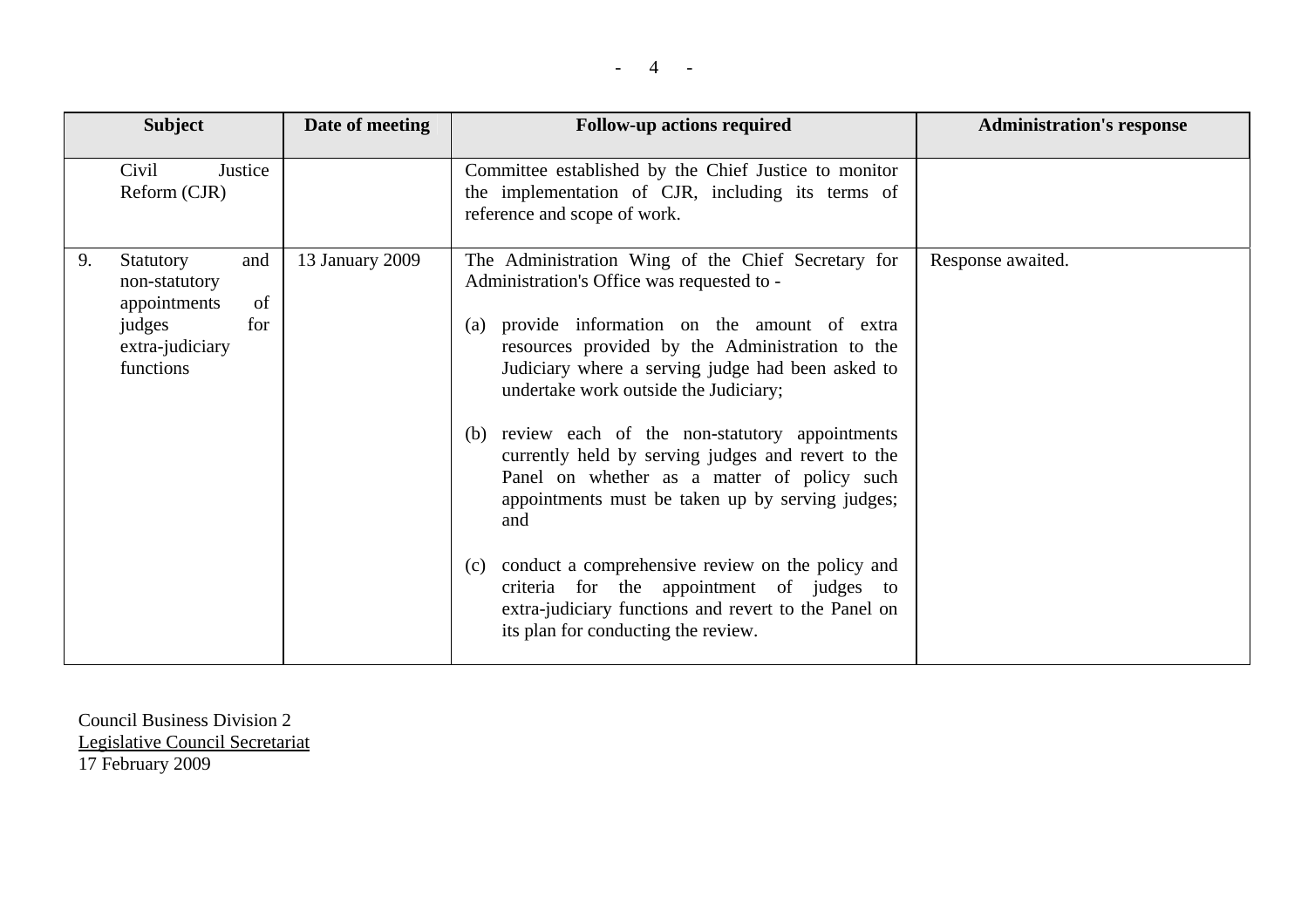| Subject | Date of meeting | Follow-up actions required | Administration's response |
|---|---|---|---|
| Civil Justice Reform (CJR) | | Committee established by the Chief Justice to monitor the implementation of CJR, including its terms of reference and scope of work. | |
| 9. Statutory and non-statutory appointments of judges for extra-judiciary functions | 13 January 2009 | The Administration Wing of the Chief Secretary for Administration's Office was requested to - <br><br> (a) provide information on the amount of extra resources provided by the Administration to the Judiciary where a serving judge had been asked to undertake work outside the Judiciary; <br><br> (b) review each of the non-statutory appointments currently held by serving judges and revert to the Panel on whether as a matter of policy such appointments must be taken up by serving judges; and <br><br> (c) conduct a comprehensive review on the policy and criteria for the appointment of judges to extra-judiciary functions and revert to the Panel on its plan for conducting the review. | Response awaited. |

Council Business Division 2
Legislative Council Secretariat
17 February 2009